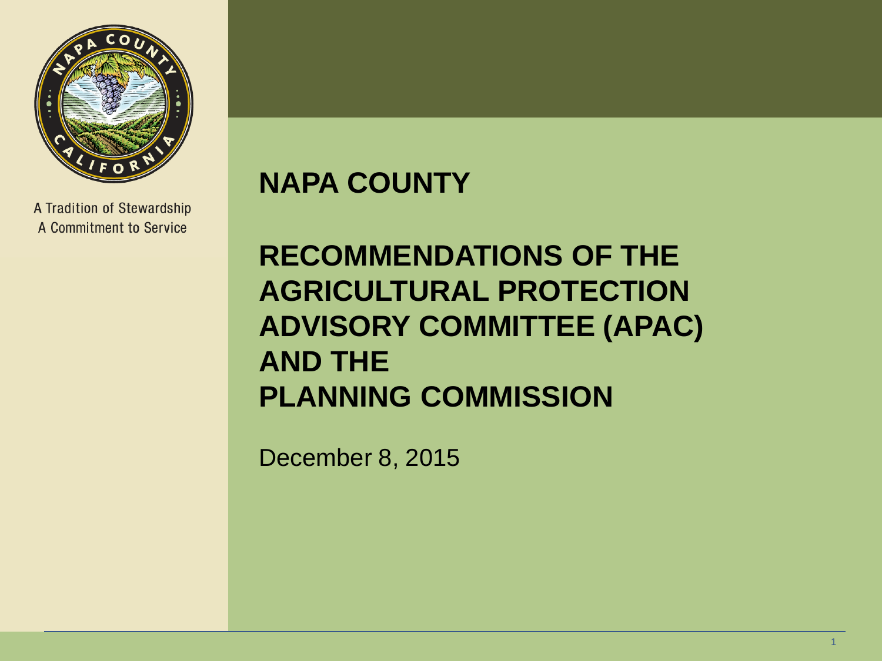A Tradition of Stewardship
A Commitment to Service

# NAPA COUNTY

# RECOMMENDATIONS OF THE AGRICULTURAL PROTECTION ADVISORY COMMITTEE (APAC) AND THE PLANNING COMMISSION

December 8, 2015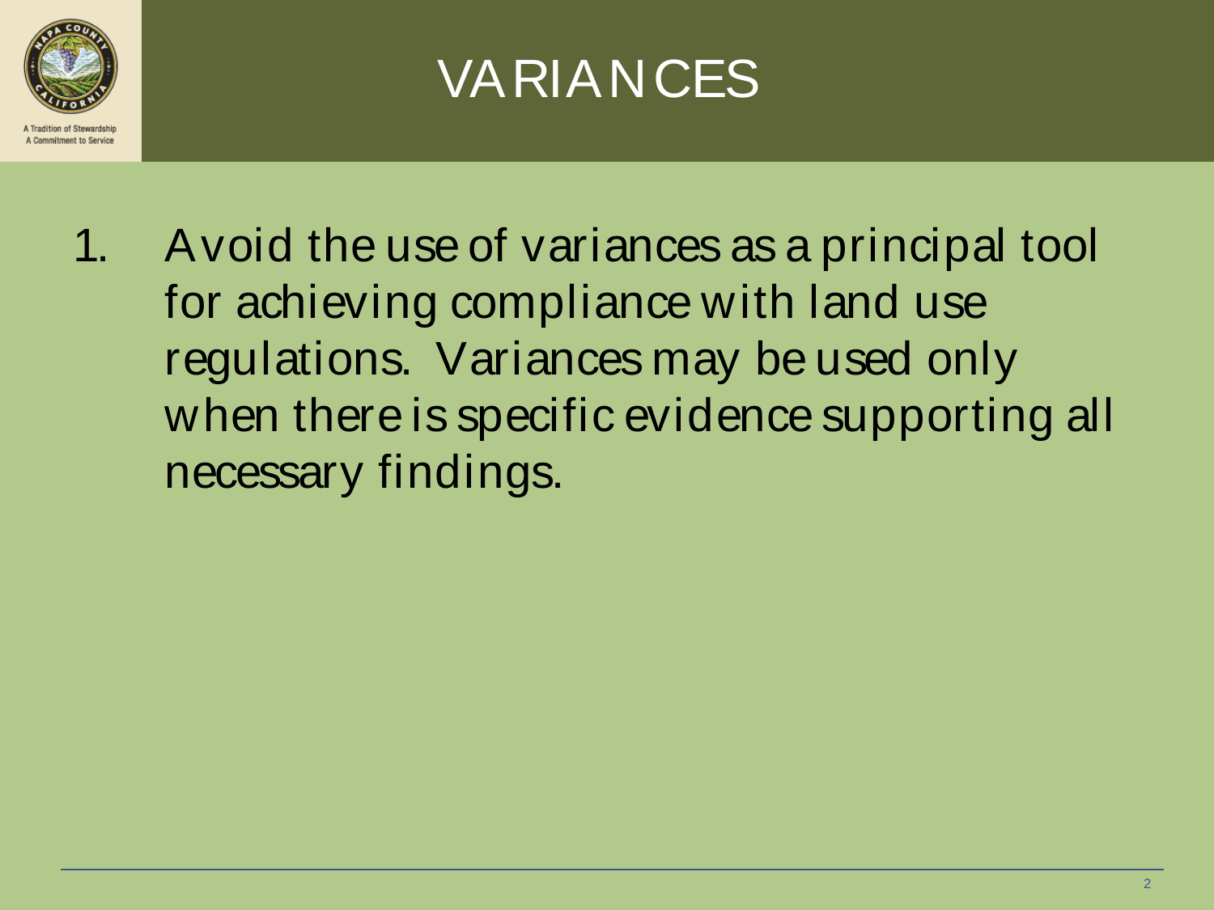# VARIANCES

1. Avoid the use of variances as a principal tool for achieving compliance with land use regulations. Variances may be used only when there is specific evidence supporting all necessary findings.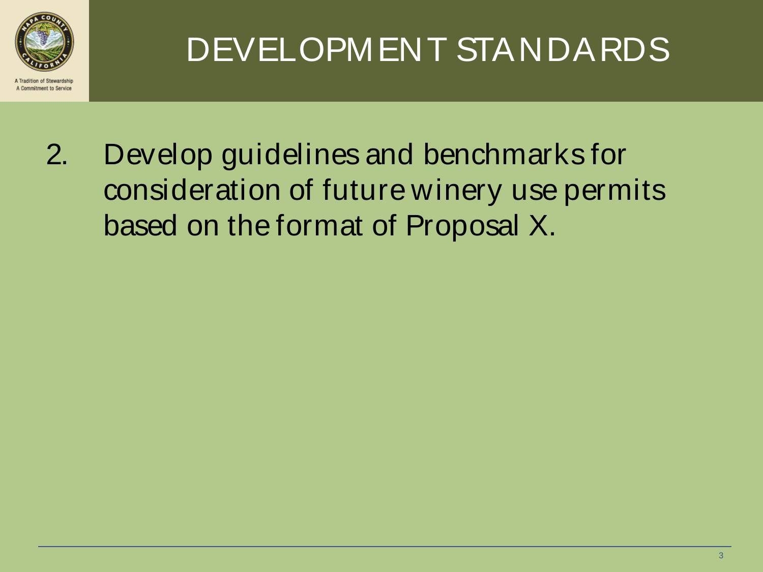# DEVELOPMENT STANDARDS

2. Develop guidelines and benchmarks for consideration of future winery use permits based on the format of Proposal X.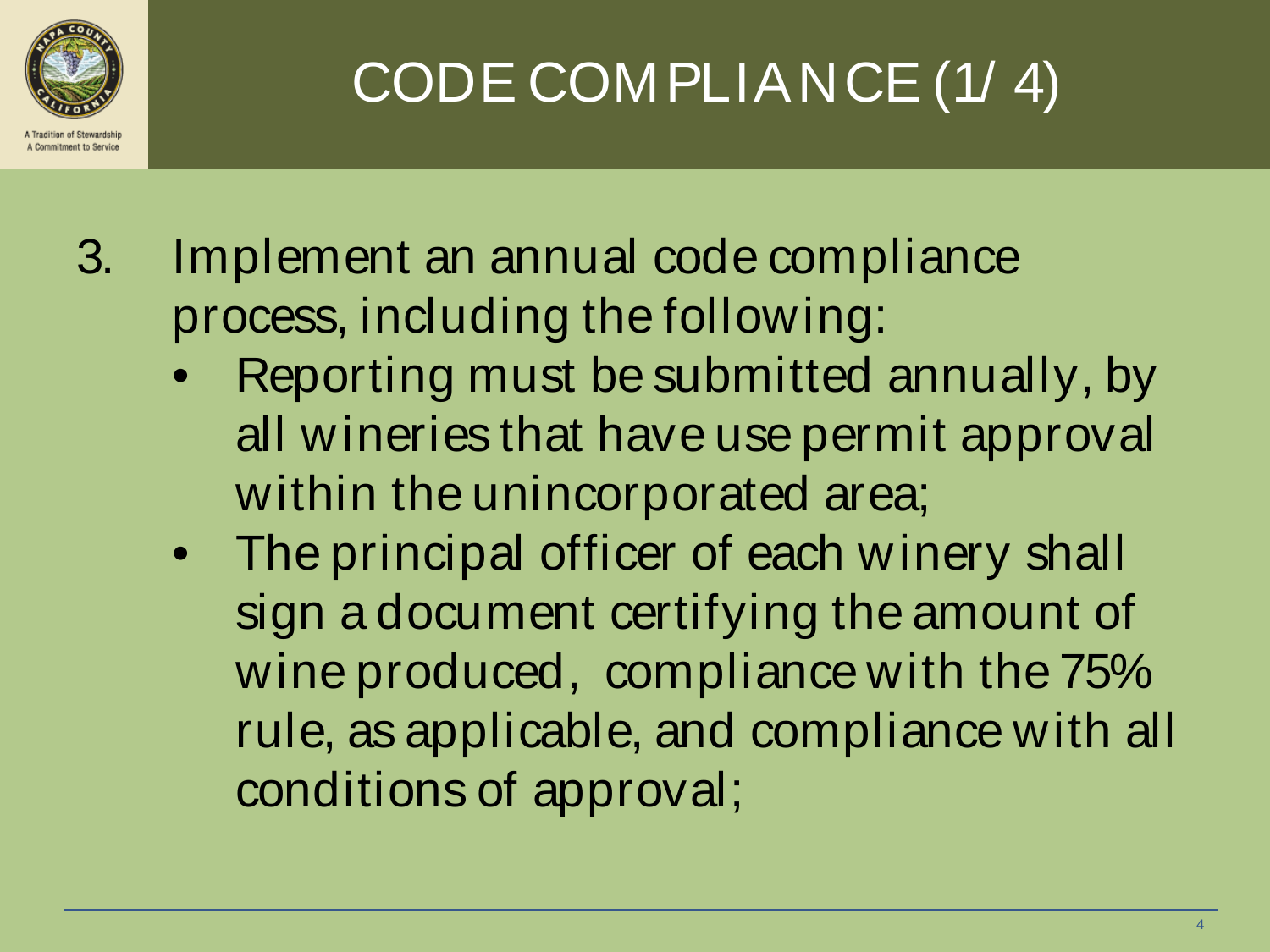# CODE COMPLIANCE (1/4)

3. Implement an annual code compliance process, including the following:
   - Reporting must be submitted annually, by all wineries that have use permit approval within the unincorporated area;
   - The principal officer of each winery shall sign a document certifying the amount of wine produced, compliance with the 75% rule, as applicable, and compliance with all conditions of approval;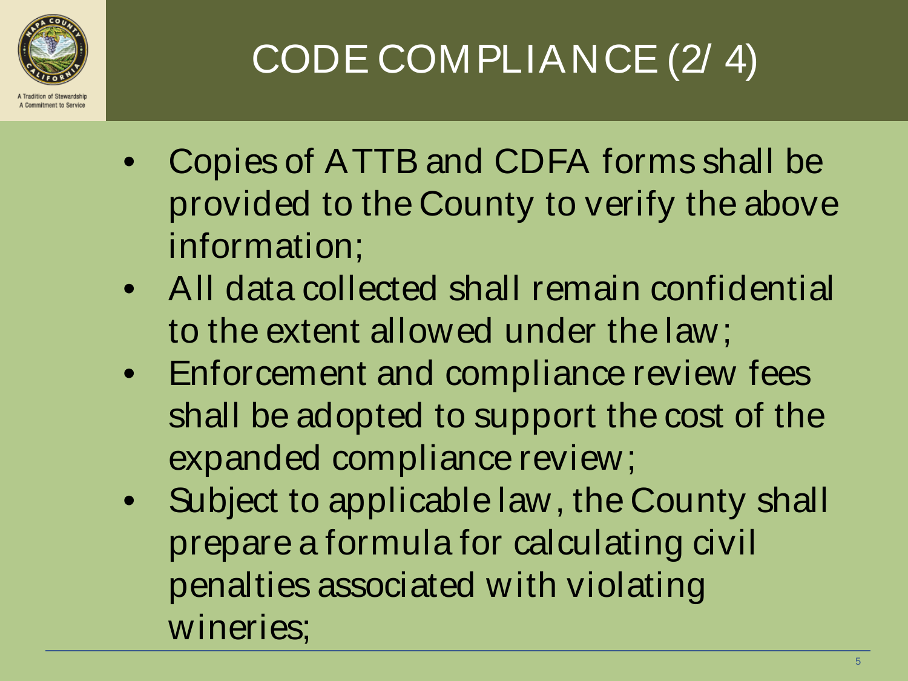# CODE COMPLIANCE (2/ 4)

- Copies of ATTB and CDFA forms shall be provided to the County to verify the above information;
- All data collected shall remain confidential to the extent allowed under the law;
- Enforcement and compliance review fees shall be adopted to support the cost of the expanded compliance review;
- Subject to applicable law, the County shall prepare a formula for calculating civil penalties associated with violating wineries;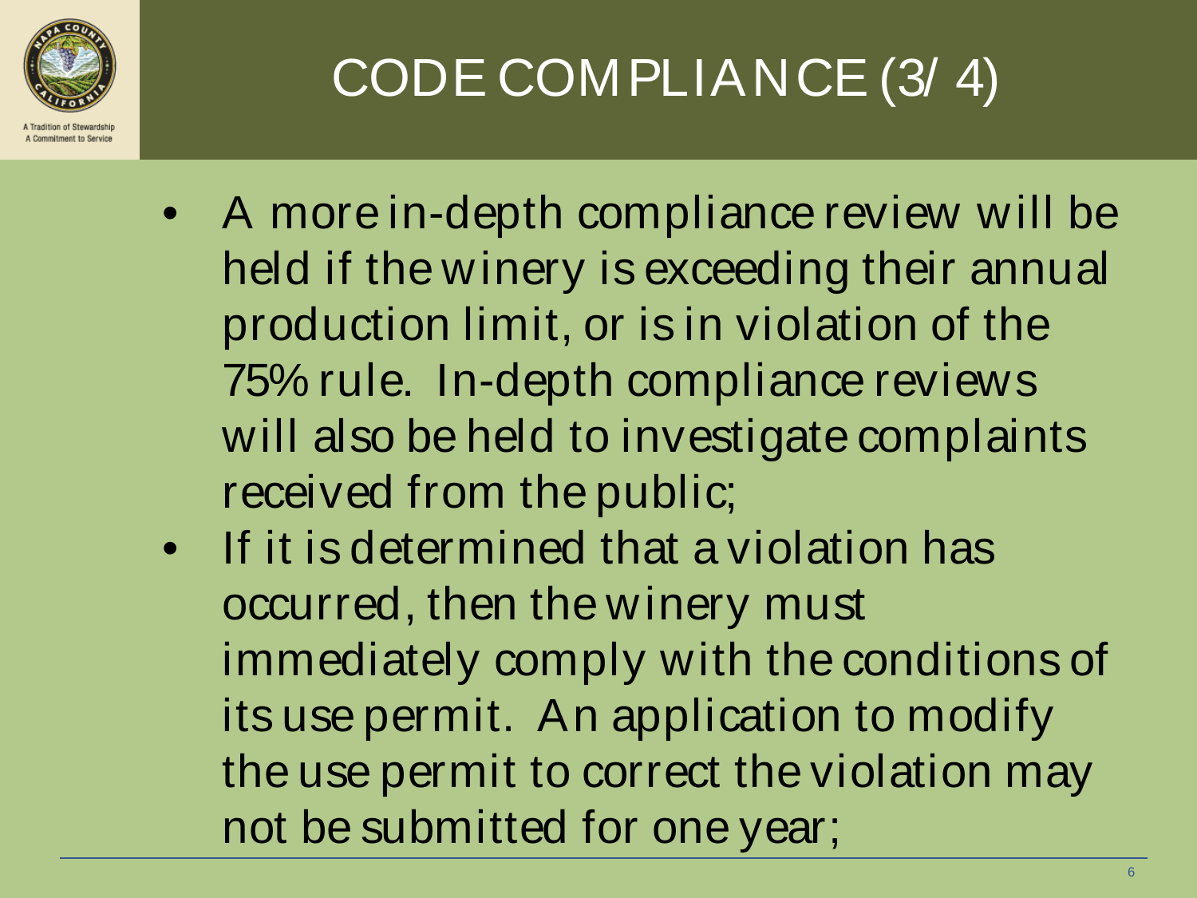# CODE COMPLIANCE (3/4)

- A more in-depth compliance review will be held if the winery is exceeding their annual production limit, or is in violation of the 75% rule. In-depth compliance reviews will also be held to investigate complaints received from the public;
- If it is determined that a violation has occurred, then the winery must immediately comply with the conditions of its use permit. An application to modify the use permit to correct the violation may not be submitted for one year;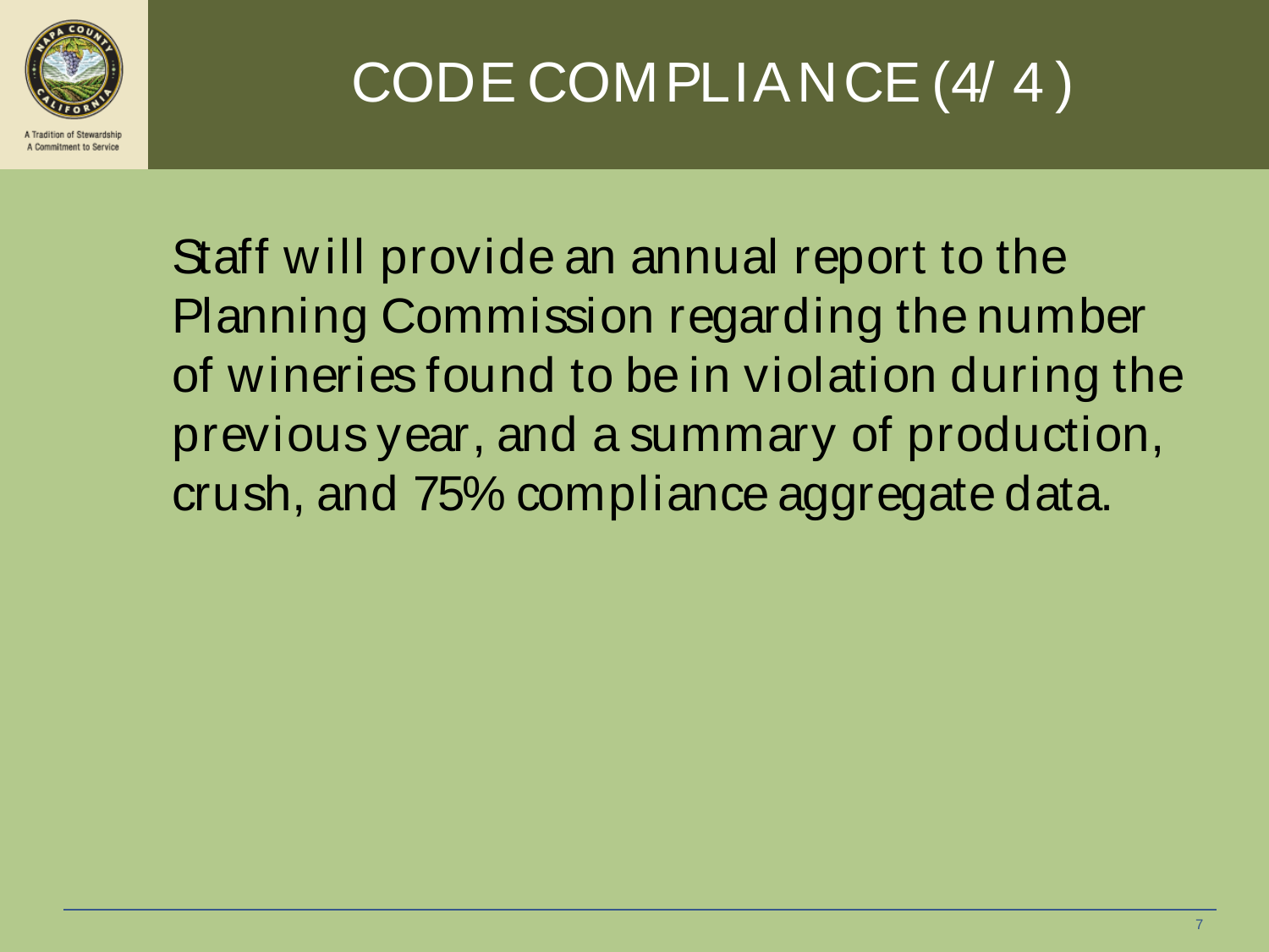# CODE COMPLIANCE (4/ 4)

Staff will provide an annual report to the Planning Commission regarding the number of wineries found to be in violation during the previous year, and a summary of production, crush, and 75% compliance aggregate data.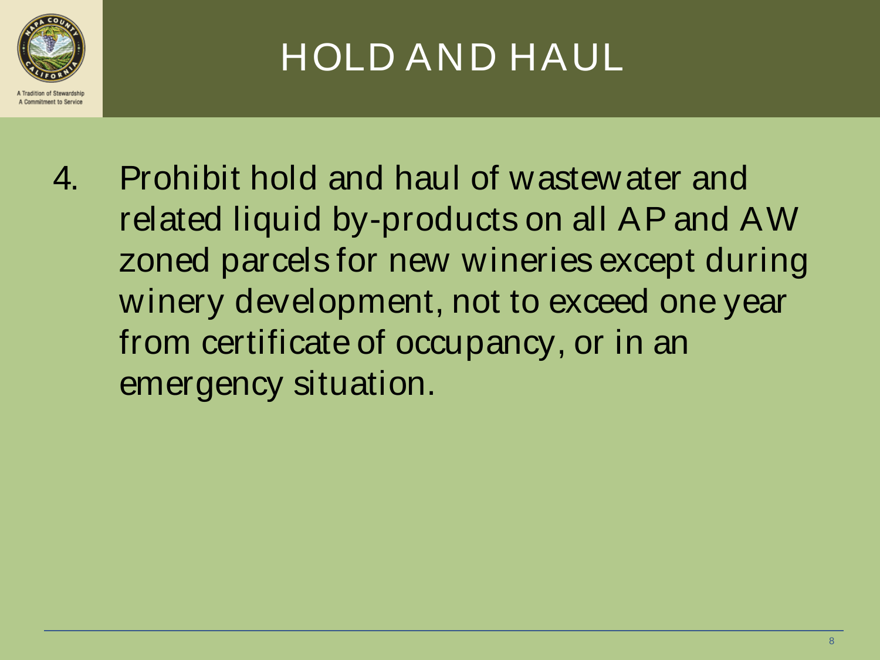# HOLD AND HAUL

4. Prohibit hold and haul of wastewater and related liquid by-products on all AP and AW zoned parcels for new wineries except during winery development, not to exceed one year from certificate of occupancy, or in an emergency situation.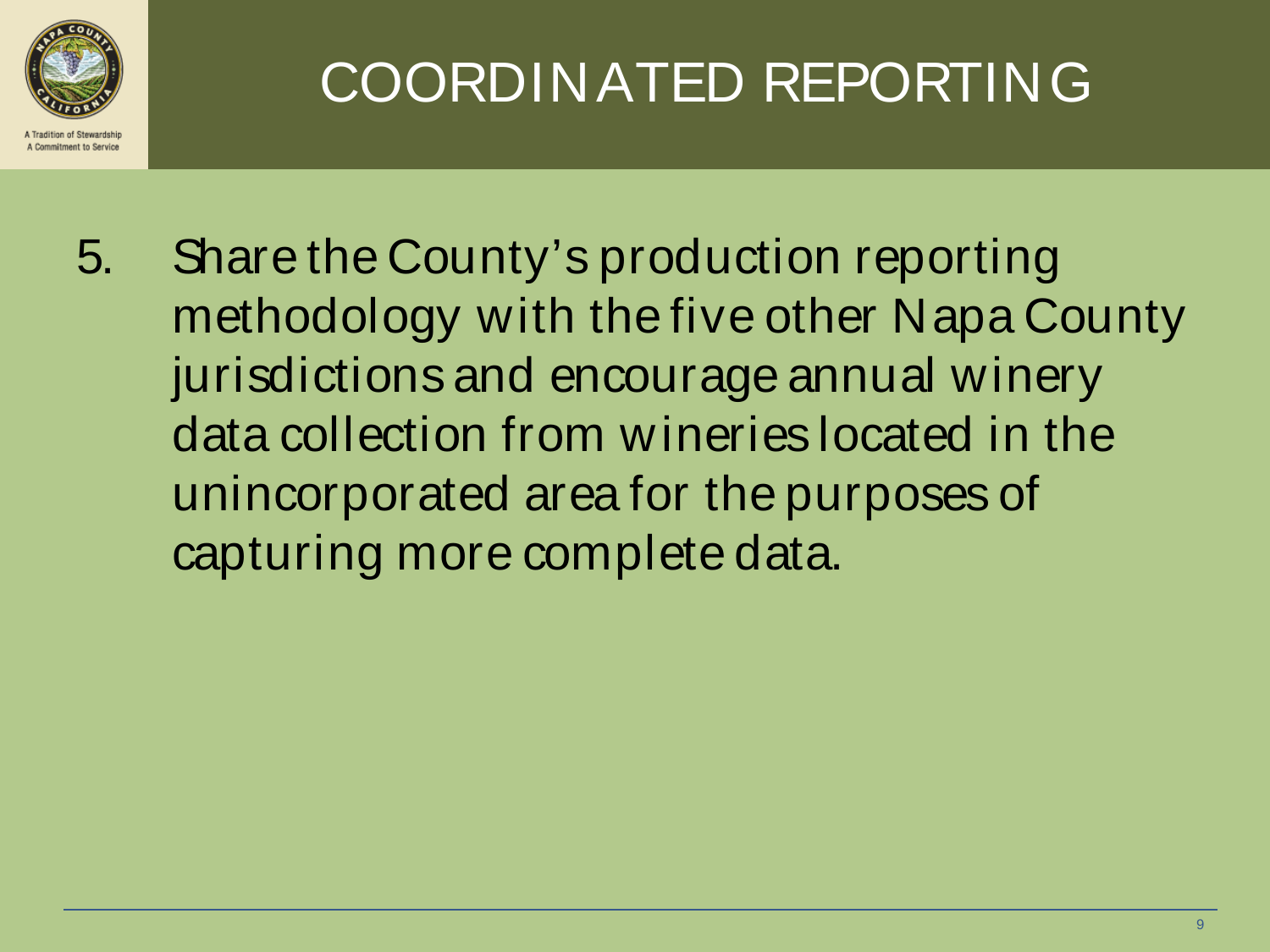# COORDINATED REPORTING

5. Share the County's production reporting methodology with the five other Napa County jurisdictions and encourage annual winery data collection from wineries located in the unincorporated area for the purposes of capturing more complete data.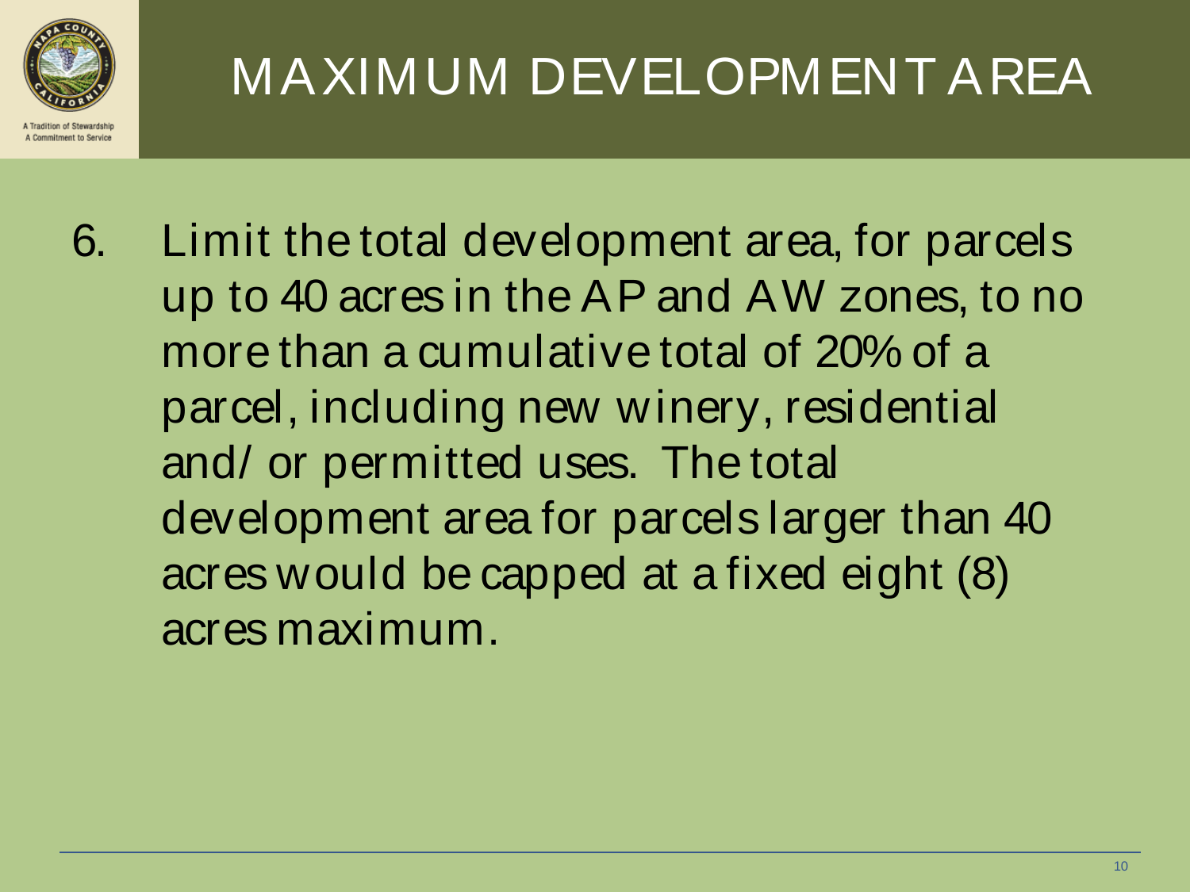# MAXIMUM DEVELOPMENT AREA

6. Limit the total development area, for parcels up to 40 acres in the AP and AW zones, to no more than a cumulative total of 20% of a parcel, including new winery, residential and/or permitted uses. The total development area for parcels larger than 40 acres would be capped at a fixed eight (8) acres maximum.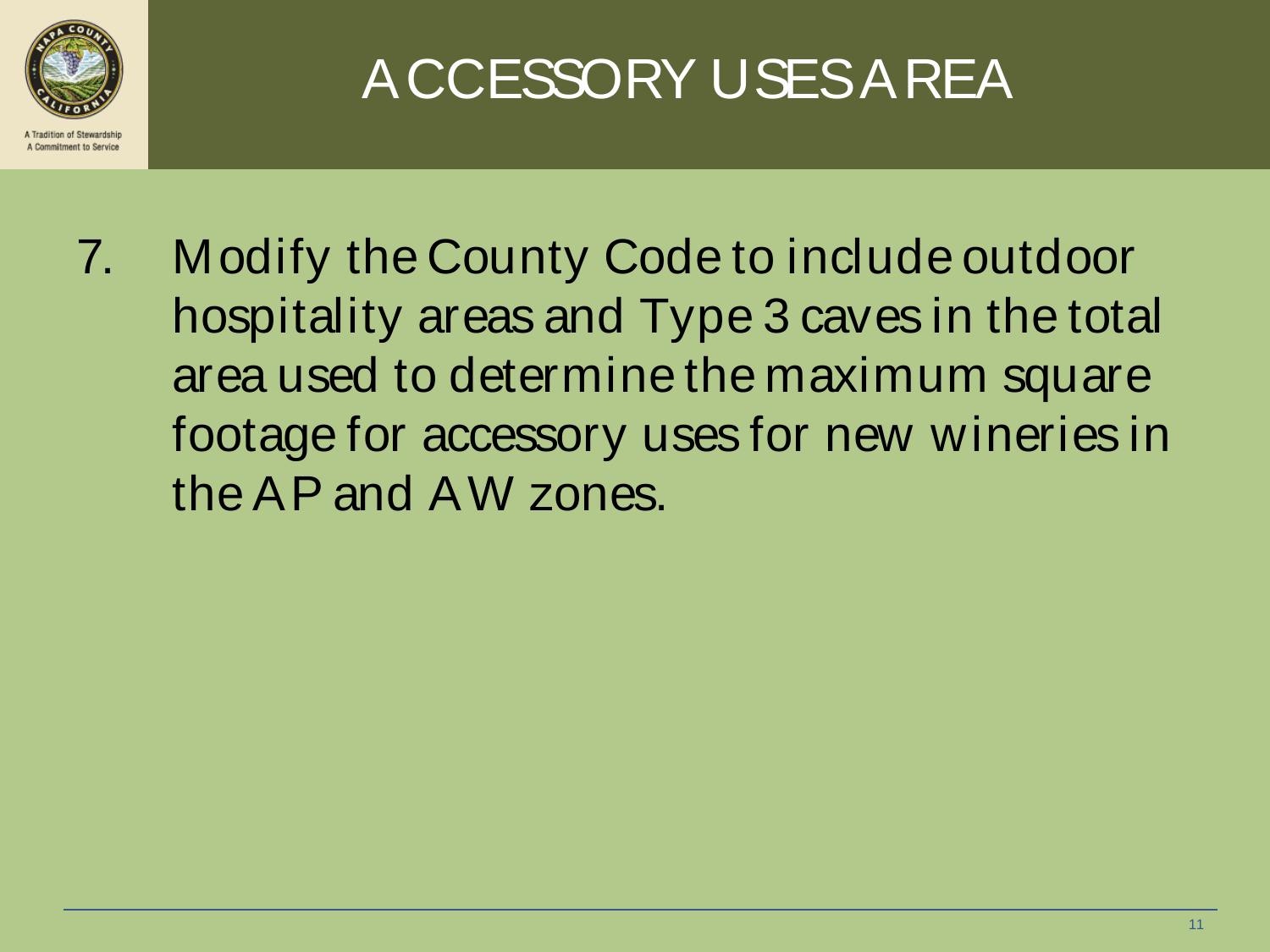# ACCESSORY USES AREA

7. Modify the County Code to include outdoor hospitality areas and Type 3 caves in the total area used to determine the maximum square footage for accessory uses for new wineries in the AP and AW zones.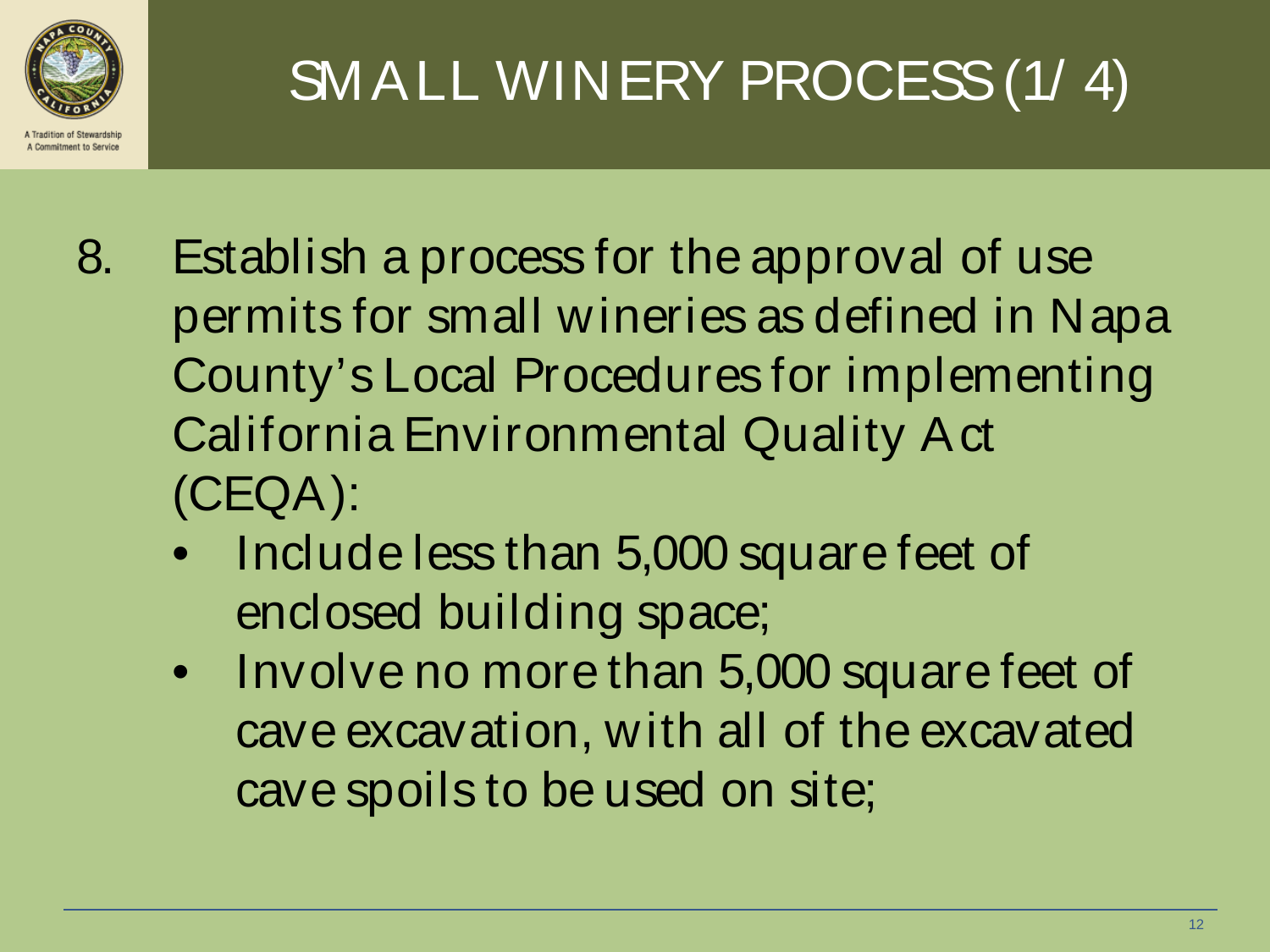# SMALL WINERY PROCESS (1/4)

8. Establish a process for the approval of use permits for small wineries as defined in Napa County's Local Procedures for implementing California Environmental Quality Act (CEQA):
   - Include less than 5,000 square feet of enclosed building space;
   - Involve no more than 5,000 square feet of cave excavation, with all of the excavated cave spoils to be used on site;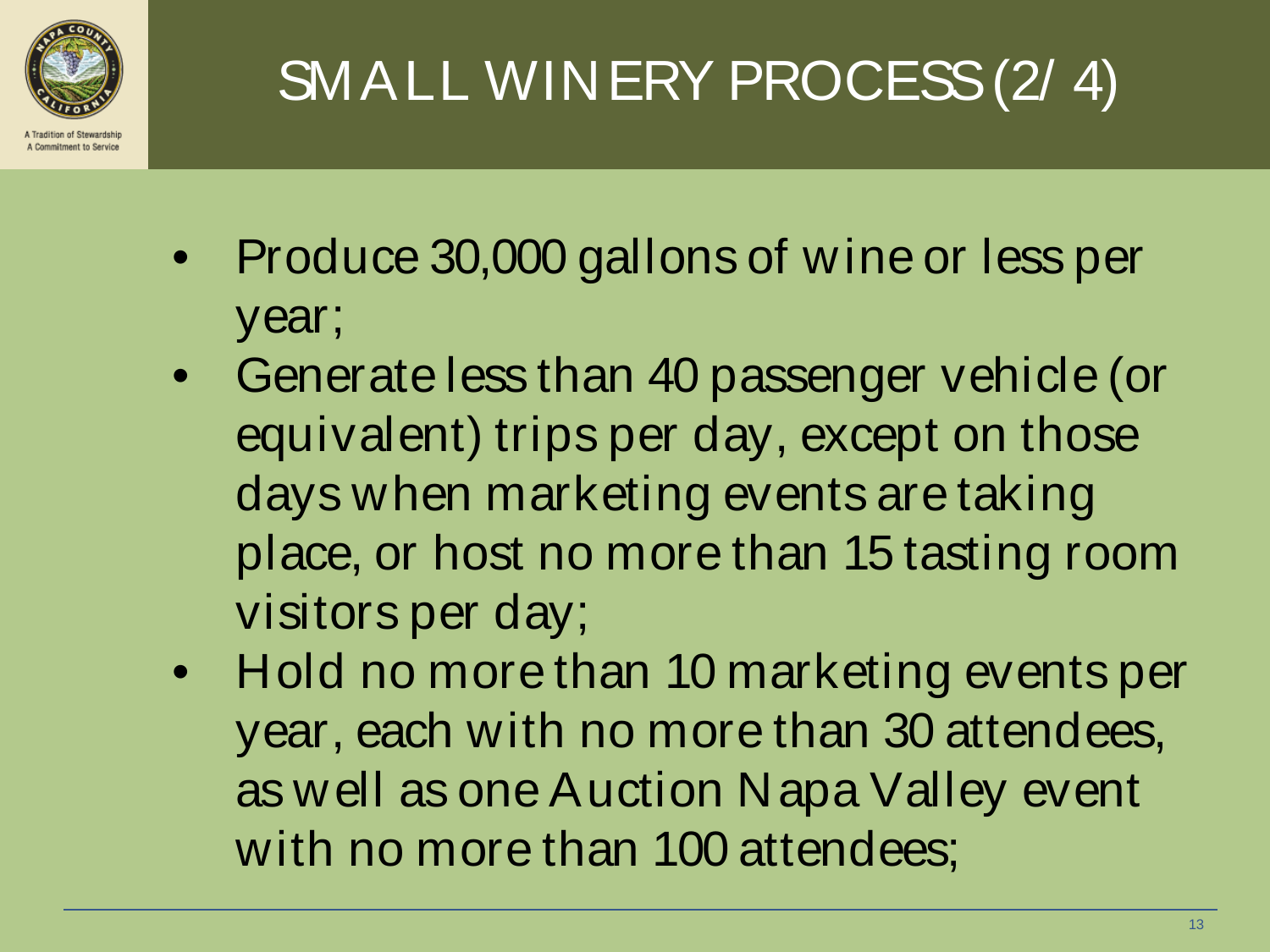# SMALL WINERY PROCESS (2/4)

- Produce 30,000 gallons of wine or less per year;
- Generate less than 40 passenger vehicle (or equivalent) trips per day, except on those days when marketing events are taking place, or host no more than 15 tasting room visitors per day;
- Hold no more than 10 marketing events per year, each with no more than 30 attendees, as well as one Auction Napa Valley event with no more than 100 attendees;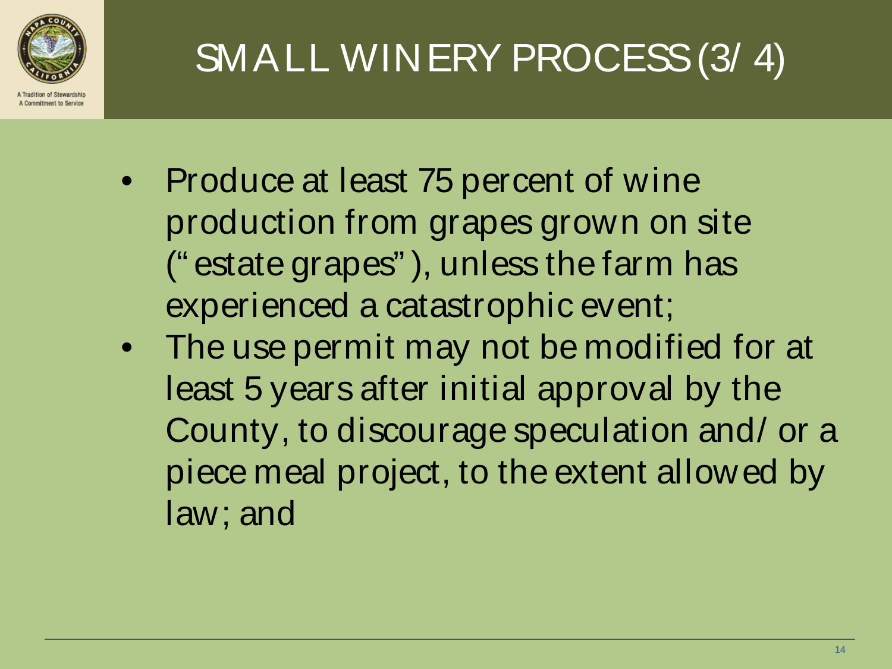# SMALL WINERY PROCESS (3/4)

- Produce at least 75 percent of wine production from grapes grown on site ("estate grapes"), unless the farm has experienced a catastrophic event;
- The use permit may not be modified for at least 5 years after initial approval by the County, to discourage speculation and/or a piece meal project, to the extent allowed by law; and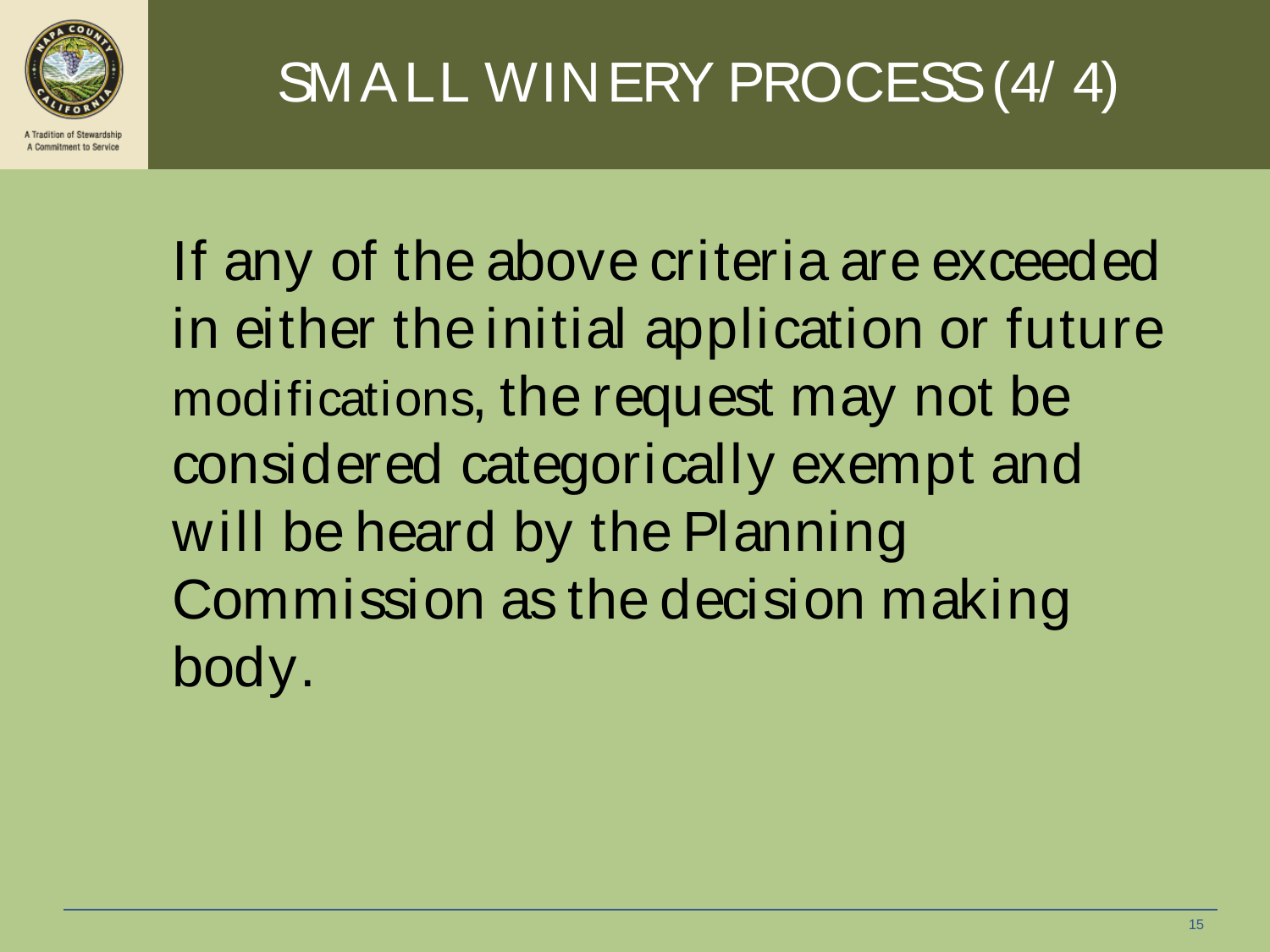# SMALL WINERY PROCESS (4/4)

If any of the above criteria are exceeded in either the initial application or future modifications, the request may not be considered categorically exempt and will be heard by the Planning Commission as the decision making body.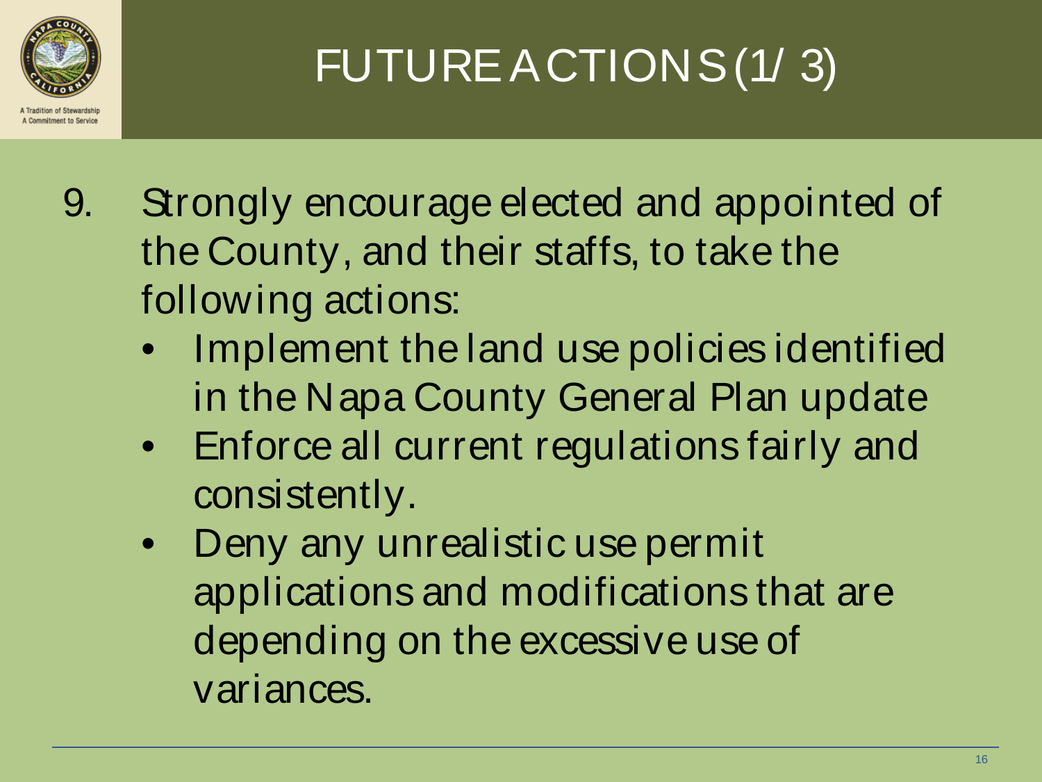# FUTURE ACTIONS (1/ 3)

9. Strongly encourage elected and appointed of the County, and their staffs, to take the following actions:
   - Implement the land use policies identified in the Napa County General Plan update
   - Enforce all current regulations fairly and consistently.
   - Deny any unrealistic use permit applications and modifications that are depending on the excessive use of variances.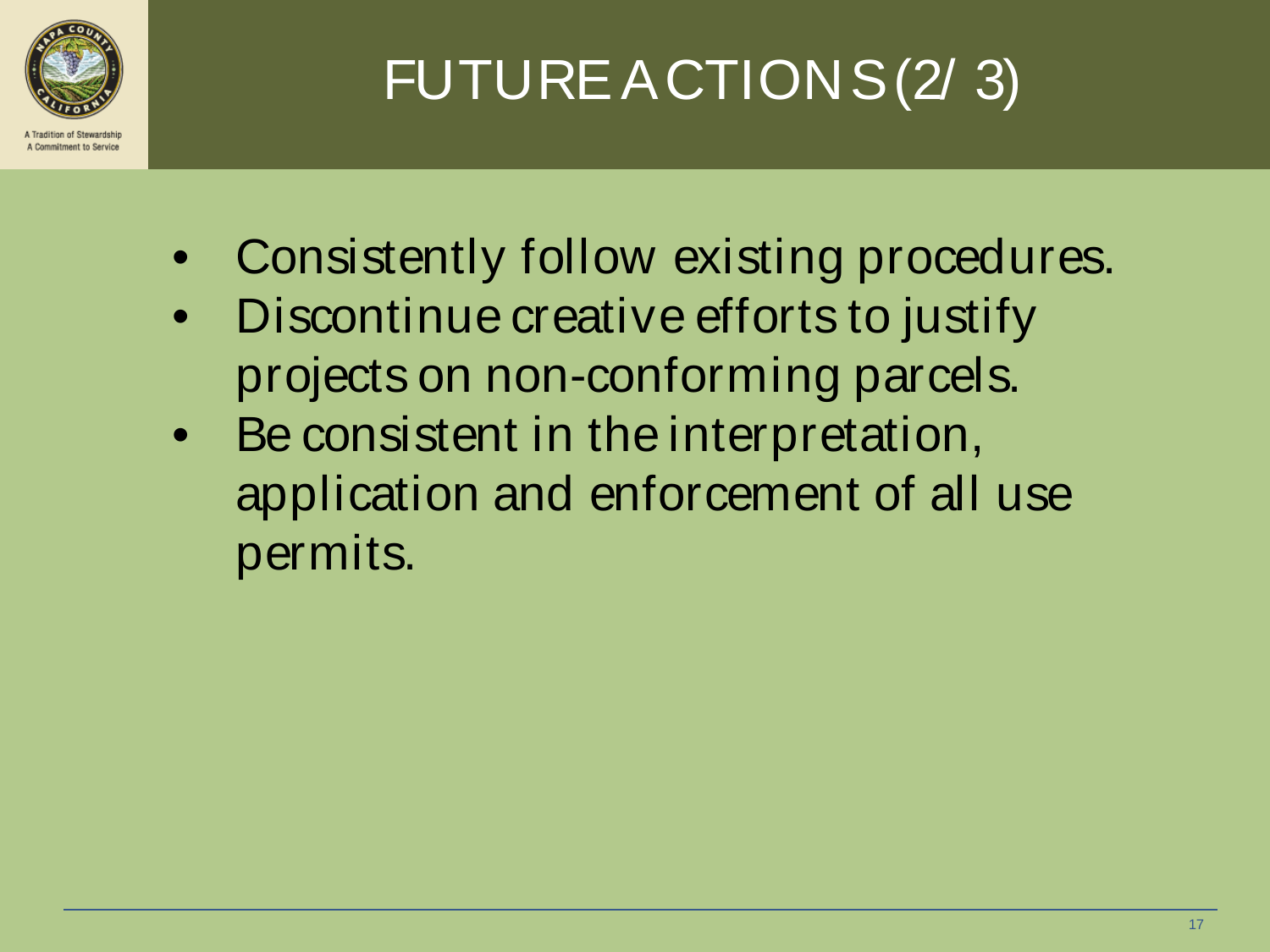# FUTURE ACTIONS (2/3)

- Consistently follow existing procedures.
- Discontinue creative efforts to justify projects on non-conforming parcels.
- Be consistent in the interpretation, application and enforcement of all use permits.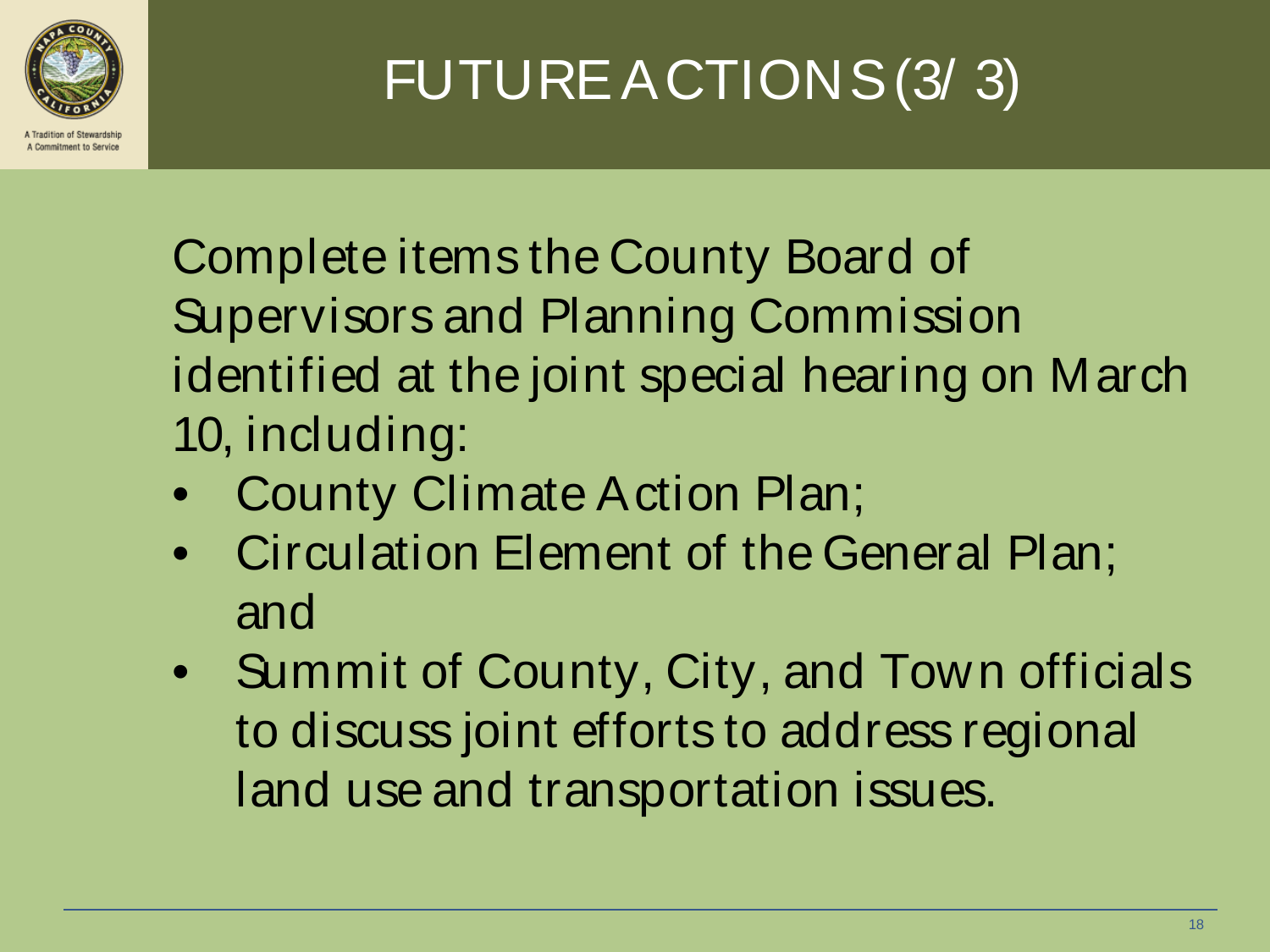# FUTURE ACTIONS (3/ 3)

Complete items the County Board of Supervisors and Planning Commission identified at the joint special hearing on March 10, including:

- County Climate Action Plan;
- Circulation Element of the General Plan; and
- Summit of County, City, and Town officials to discuss joint efforts to address regional land use and transportation issues.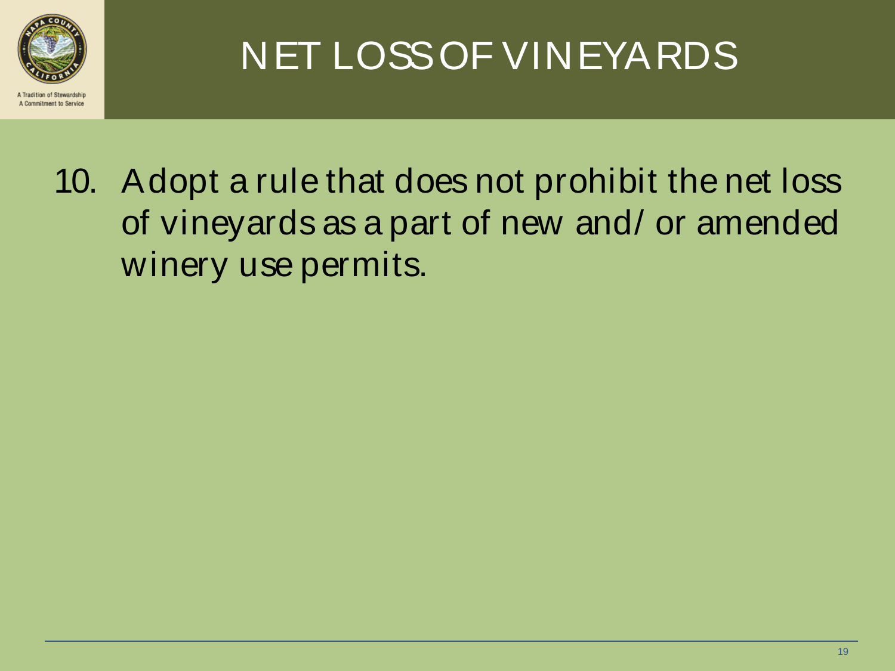# NET LOSS OF VINEYARDS

10. Adopt a rule that does not prohibit the net loss of vineyards as a part of new and/ or amended winery use permits.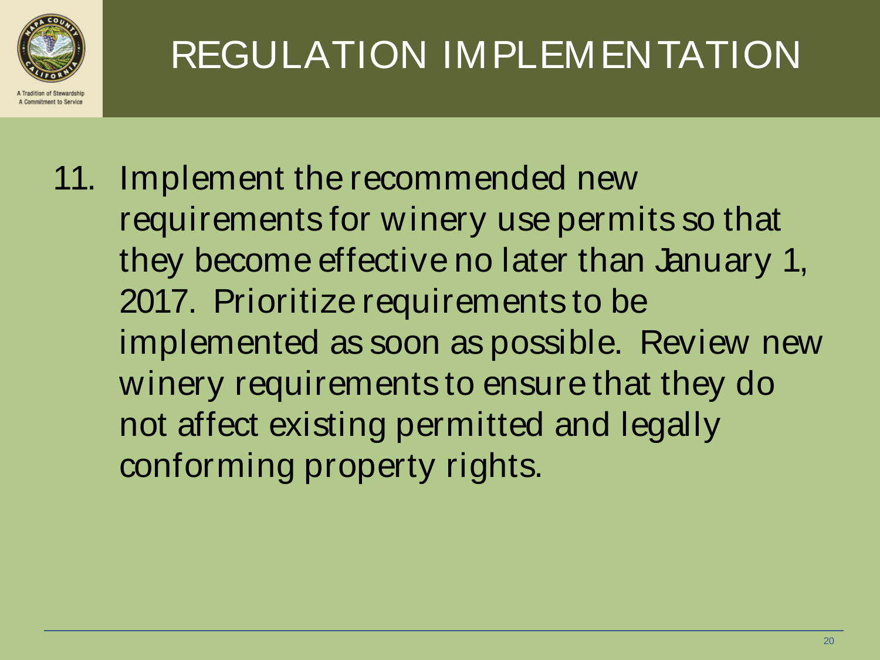# REGULATION IMPLEMENTATION

11. Implement the recommended new requirements for winery use permits so that they become effective no later than January 1, 2017. Prioritize requirements to be implemented as soon as possible. Review new winery requirements to ensure that they do not affect existing permitted and legally conforming property rights.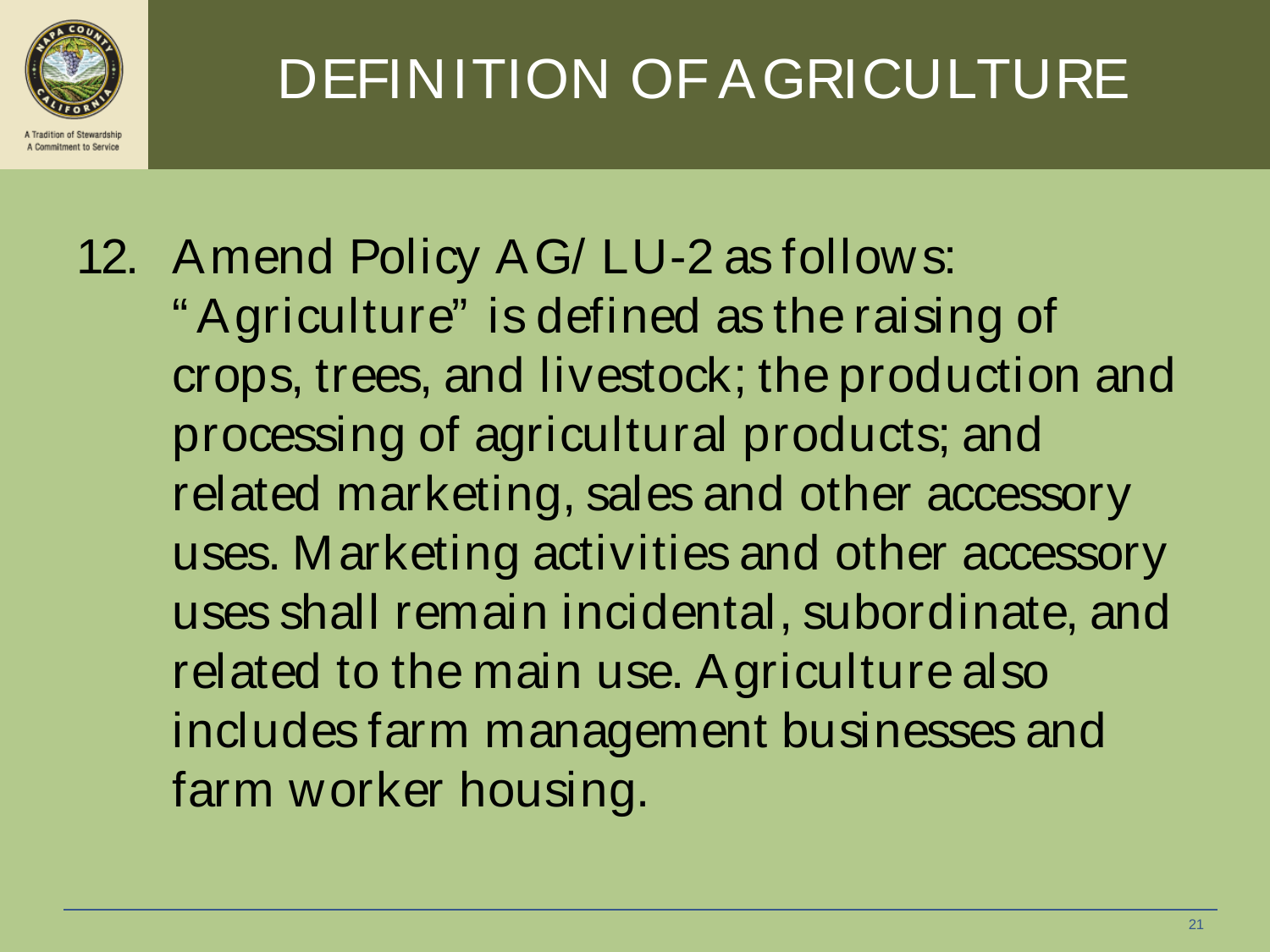# DEFINITION OF AGRICULTURE

12. Amend Policy AG/LU-2 as follows:
    "Agriculture" is defined as the raising of crops, trees, and livestock; the production and processing of agricultural products; and related marketing, sales and other accessory uses. Marketing activities and other accessory uses shall remain incidental, subordinate, and related to the main use. Agriculture also includes farm management businesses and farm worker housing.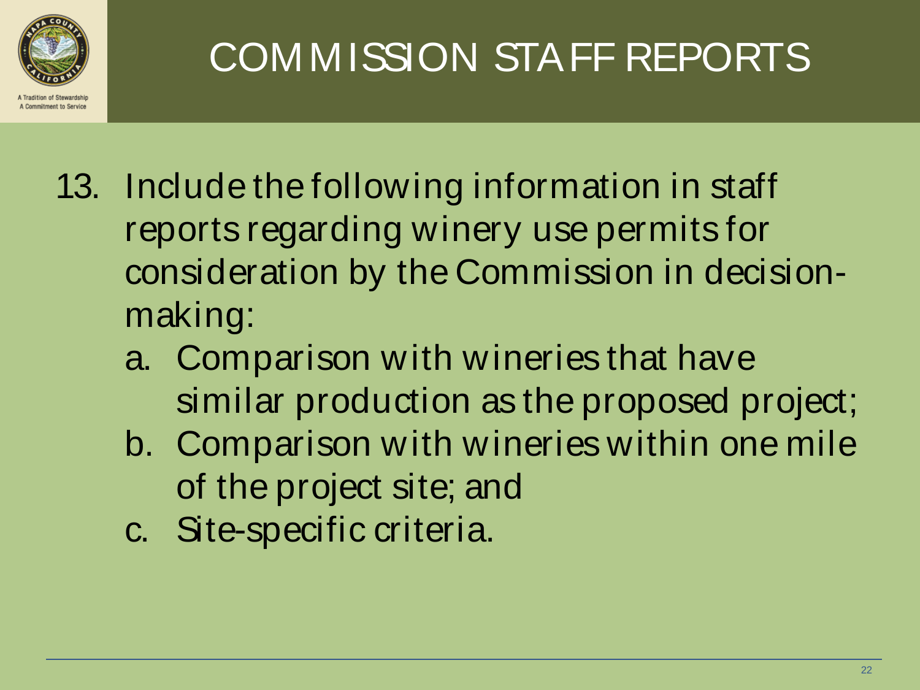# COMMISSION STAFF REPORTS

13. Include the following information in staff reports regarding winery use permits for consideration by the Commission in decision-making:
    a. Comparison with wineries that have similar production as the proposed project;
    b. Comparison with wineries within one mile of the project site; and
    c. Site-specific criteria.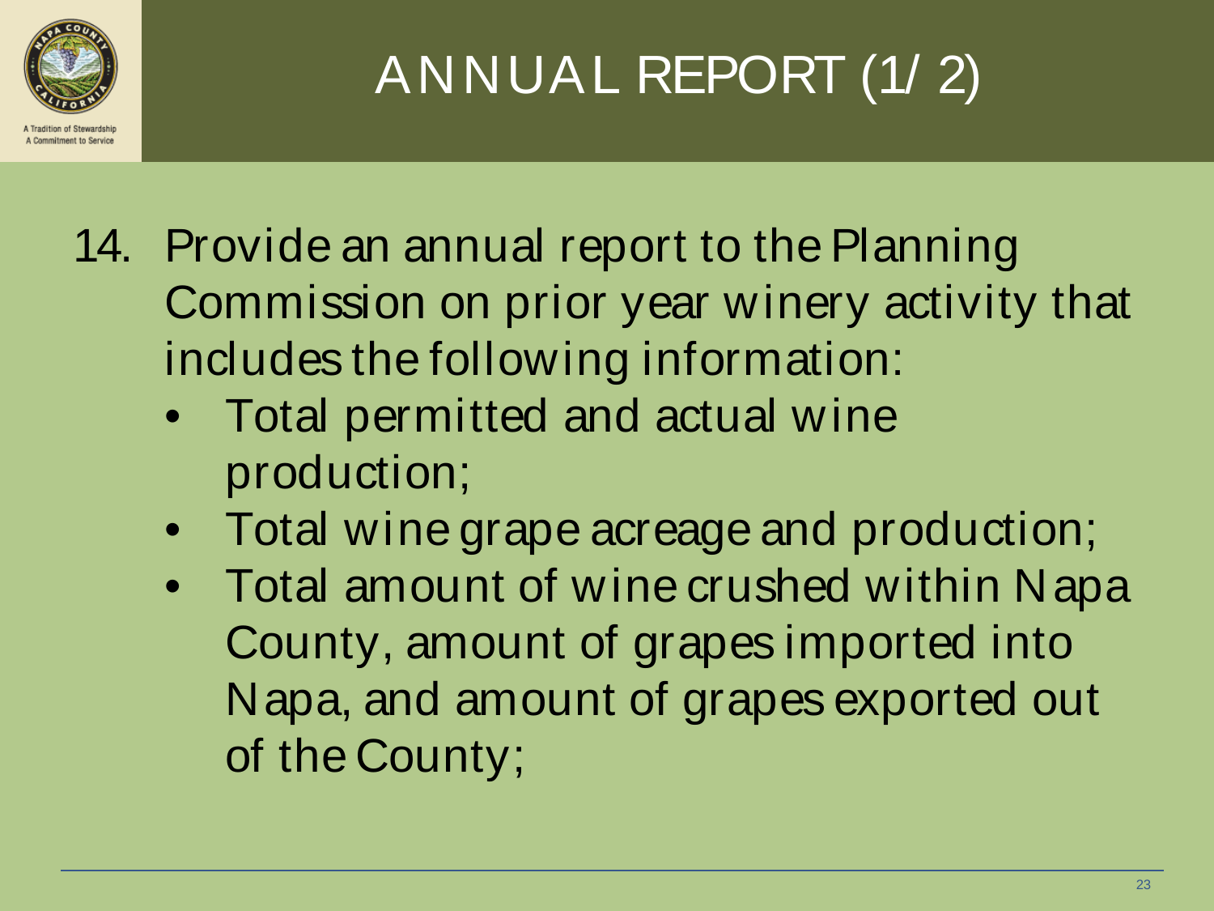# ANNUAL REPORT (1/ 2)

14. Provide an annual report to the Planning Commission on prior year winery activity that includes the following information:
    - Total permitted and actual wine production;
    - Total wine grape acreage and production;
    - Total amount of wine crushed within Napa County, amount of grapes imported into Napa, and amount of grapes exported out of the County;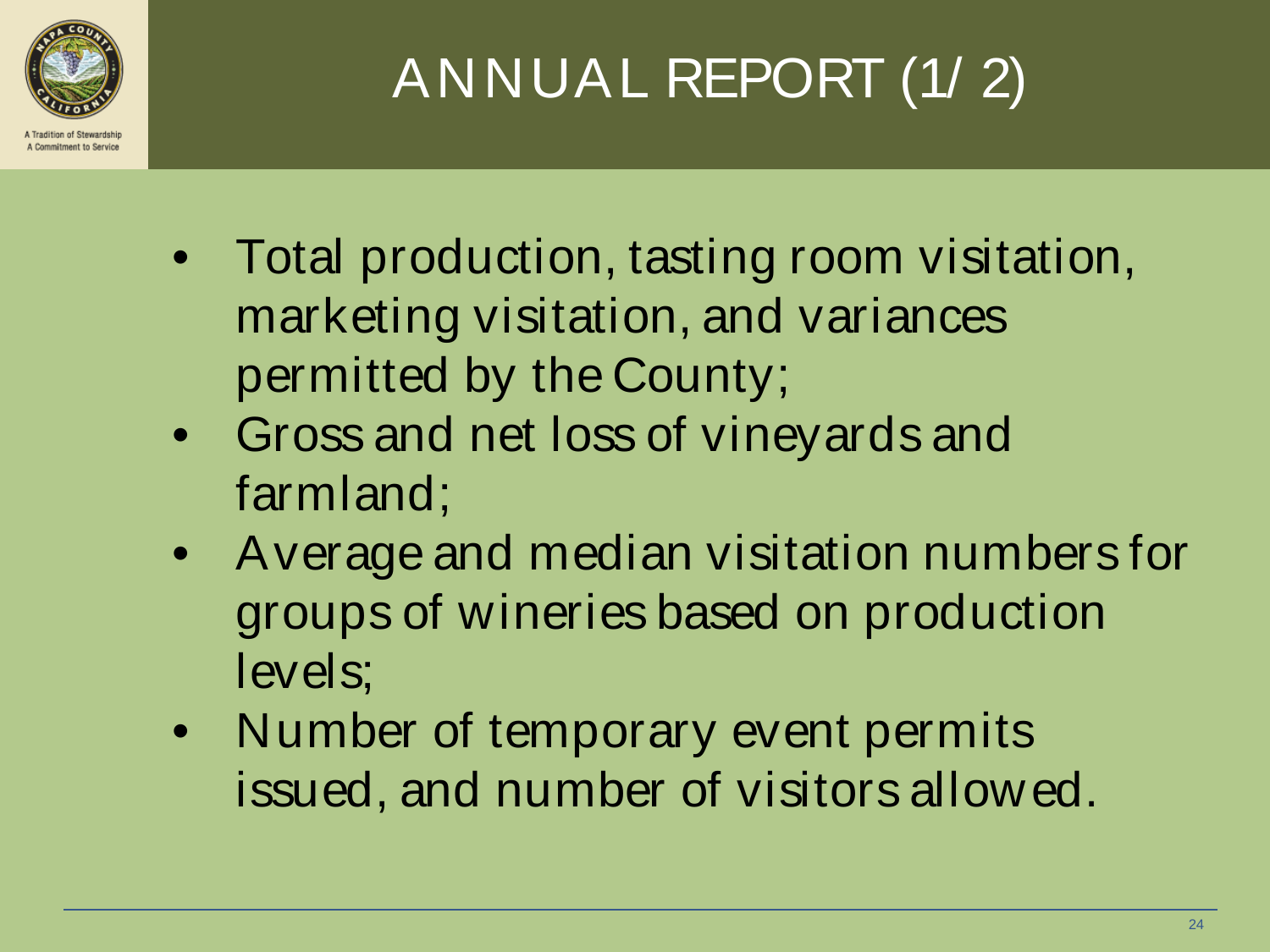# ANNUAL REPORT (1/ 2)

- Total production, tasting room visitation, marketing visitation, and variances permitted by the County;
- Gross and net loss of vineyards and farmland;
- Average and median visitation numbers for groups of wineries based on production levels;
- Number of temporary event permits issued, and number of visitors allowed.